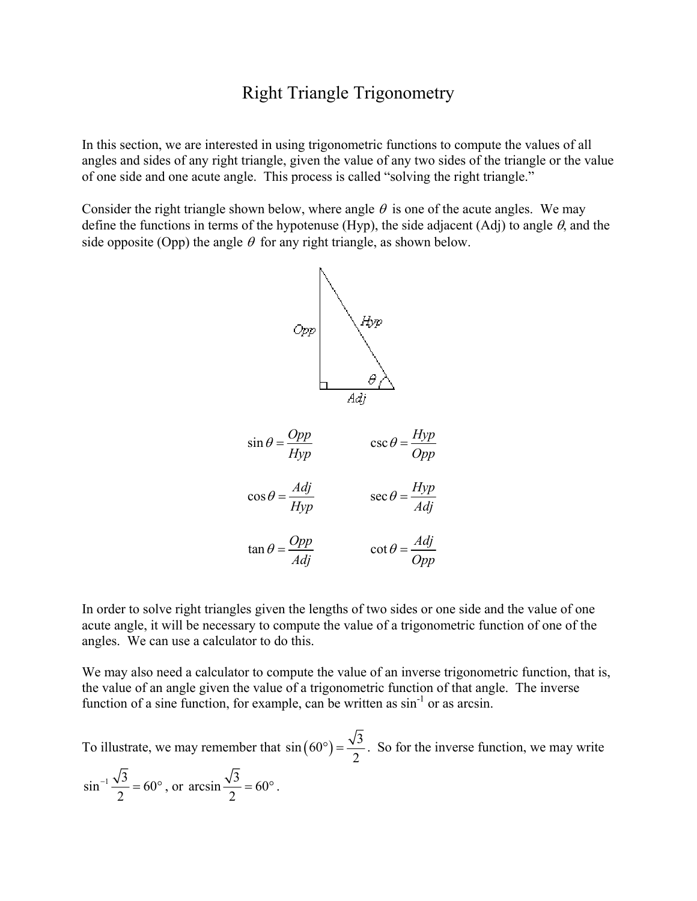# Right Triangle Trigonometry

In this section, we are interested in using trigonometric functions to compute the values of all angles and sides of any right triangle, given the value of any two sides of the triangle or the value of one side and one acute angle. This process is called "solving the right triangle."

Consider the right triangle shown below, where angle $\theta$ is one of the acute angles. We may define the functions in terms of the hypotenuse (Hyp), the side adjacent (Adj) to angle $\theta$, and the side opposite (Opp) the angle $\theta$ for any right triangle, as shown below.

$$\sin\theta = \frac{Opp}{Hyp} \qquad \csc\theta = \frac{Hyp}{Opp}$$

$$\cos\theta = \frac{Adj}{Hyp} \qquad \sec\theta = \frac{Hyp}{Adj}$$

$$\tan\theta = \frac{Opp}{Adj} \qquad \cot\theta = \frac{Adj}{Opp}$$

In order to solve right triangles given the lengths of two sides or one side and the value of one acute angle, it will be necessary to compute the value of a trigonometric function of one of the angles. We can use a calculator to do this.

We may also need a calculator to compute the value of an inverse trigonometric function, that is, the value of an angle given the value of a trigonometric function of that angle. The inverse function of a sine function, for example, can be written as $\sin^{-1}$ or as arcsin.

To illustrate, we may remember that $\sin(60°) = \frac{\sqrt{3}}{2}$. So for the inverse function, we may write $\sin^{-1}\frac{\sqrt{3}}{2} = 60°$, or $\arcsin\frac{\sqrt{3}}{2} = 60°$.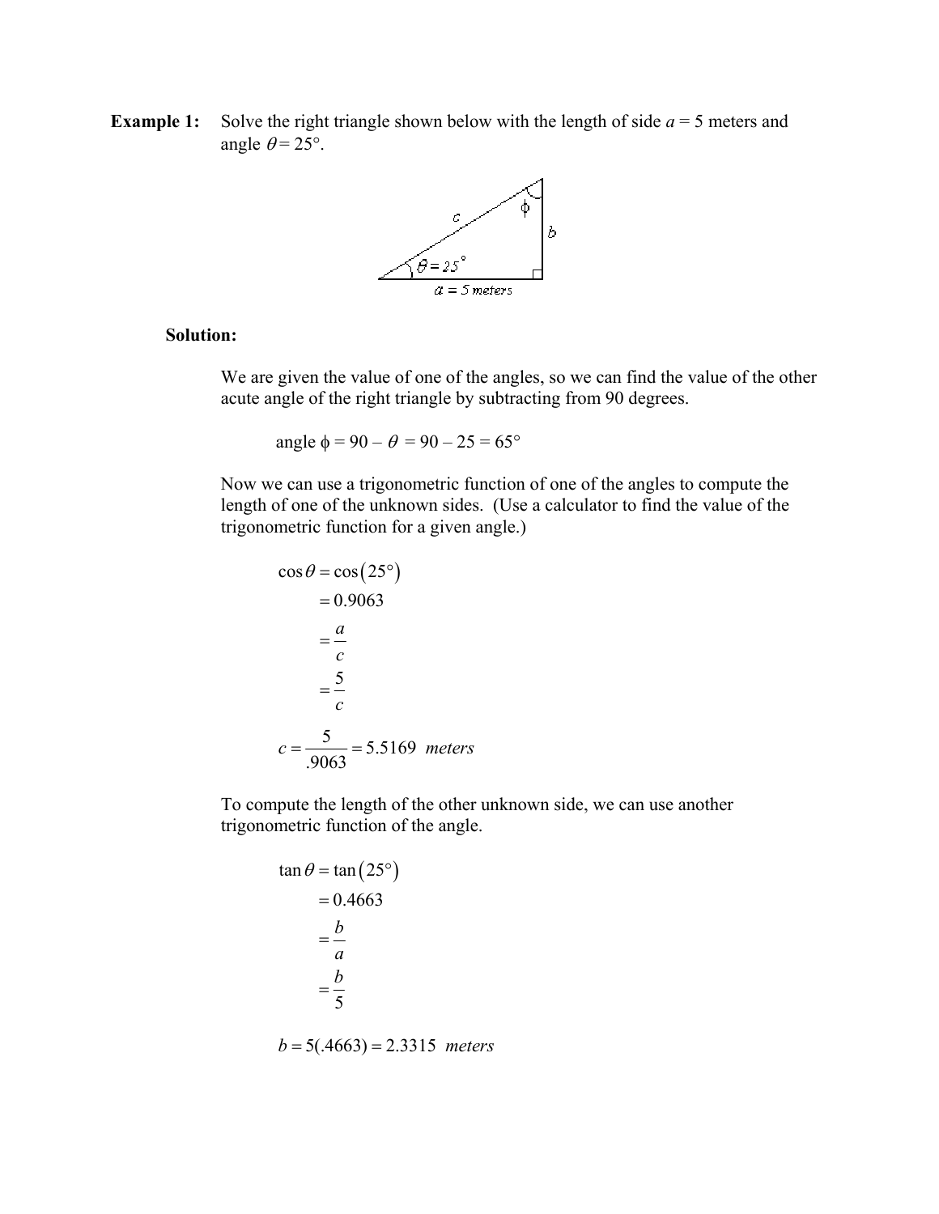**Example 1:** Solve the right triangle shown below with the length of side $a = 5$ meters and angle $\theta = 25°$.

**Solution:**

We are given the value of one of the angles, so we can find the value of the other acute angle of the right triangle by subtracting from 90 degrees.

$$\text{angle } \phi = 90 - \theta = 90 - 25 = 65°$$

Now we can use a trigonometric function of one of the angles to compute the length of one of the unknown sides. (Use a calculator to find the value of the trigonometric function for a given angle.)

$$\begin{aligned}\cos\theta &= \cos(25°)\\ &= 0.9063\\ &= \frac{a}{c}\\ &= \frac{5}{c}\end{aligned}$$

$$c = \frac{5}{.9063} = 5.5169 \ \textit{meters}$$

To compute the length of the other unknown side, we can use another trigonometric function of the angle.

$$\begin{aligned}\tan\theta &= \tan(25°)\\ &= 0.4663\\ &= \frac{b}{a}\\ &= \frac{b}{5}\end{aligned}$$

$$b = 5(.4663) = 2.3315 \ \textit{meters}$$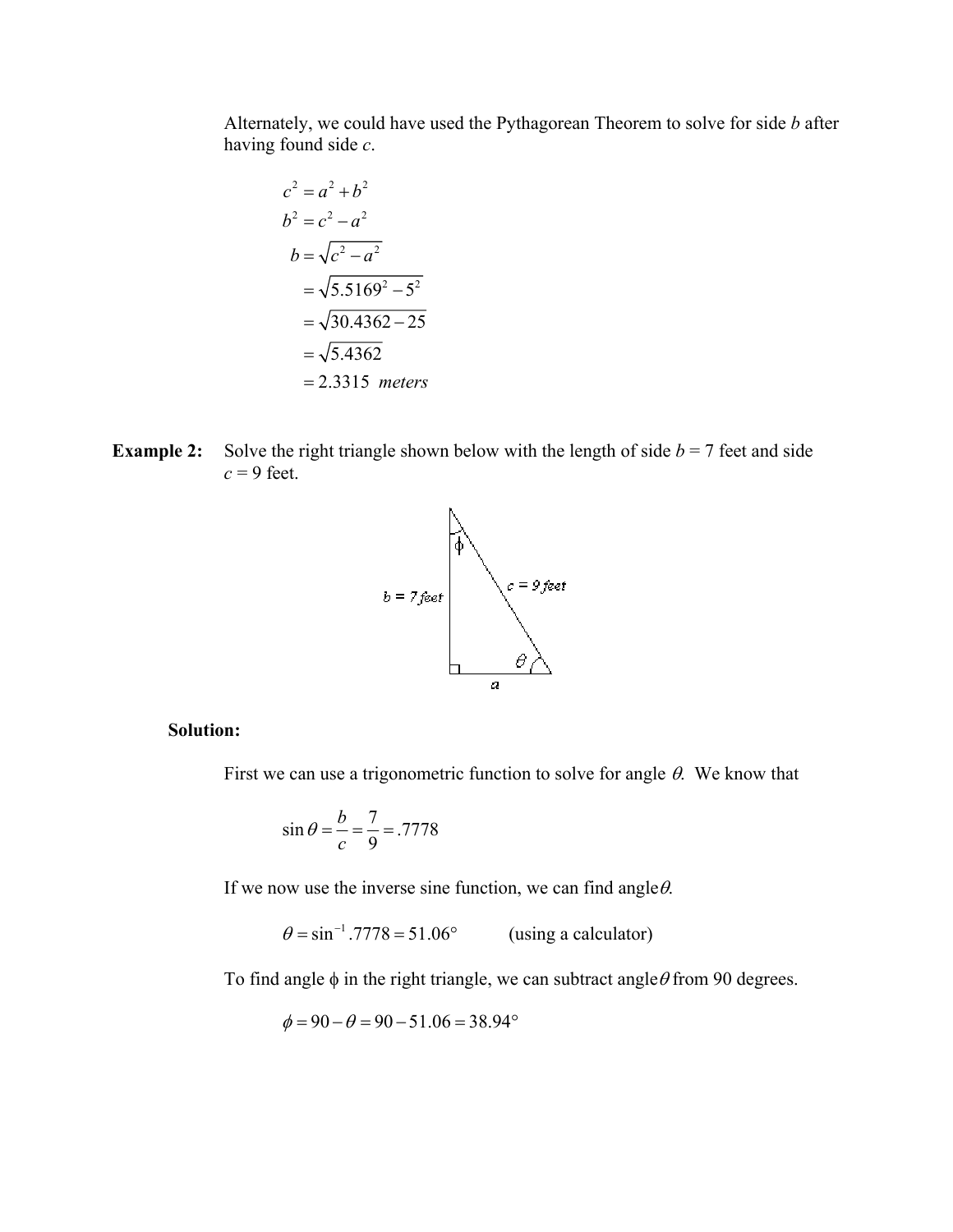Alternately, we could have used the Pythagorean Theorem to solve for side $b$ after having found side $c$.

$$
\begin{aligned}
c^2 &= a^2 + b^2 \\
b^2 &= c^2 - a^2 \\
b &= \sqrt{c^2 - a^2} \\
&= \sqrt{5.5169^2 - 5^2} \\
&= \sqrt{30.4362 - 25} \\
&= \sqrt{5.4362} \\
&= 2.3315 \ \ \textit{meters}
\end{aligned}
$$

**Example 2:** Solve the right triangle shown below with the length of side $b$ = 7 feet and side $c$ = 9 feet.

**Solution:**

First we can use a trigonometric function to solve for angle $\theta$. We know that

$$\sin\theta = \frac{b}{c} = \frac{7}{9} = .7778$$

If we now use the inverse sine function, we can find angle $\theta$.

$$\theta = \sin^{-1} .7778 = 51.06° \qquad \text{(using a calculator)}$$

To find angle $\phi$ in the right triangle, we can subtract angle $\theta$ from 90 degrees.

$$\phi = 90 - \theta = 90 - 51.06 = 38.94°$$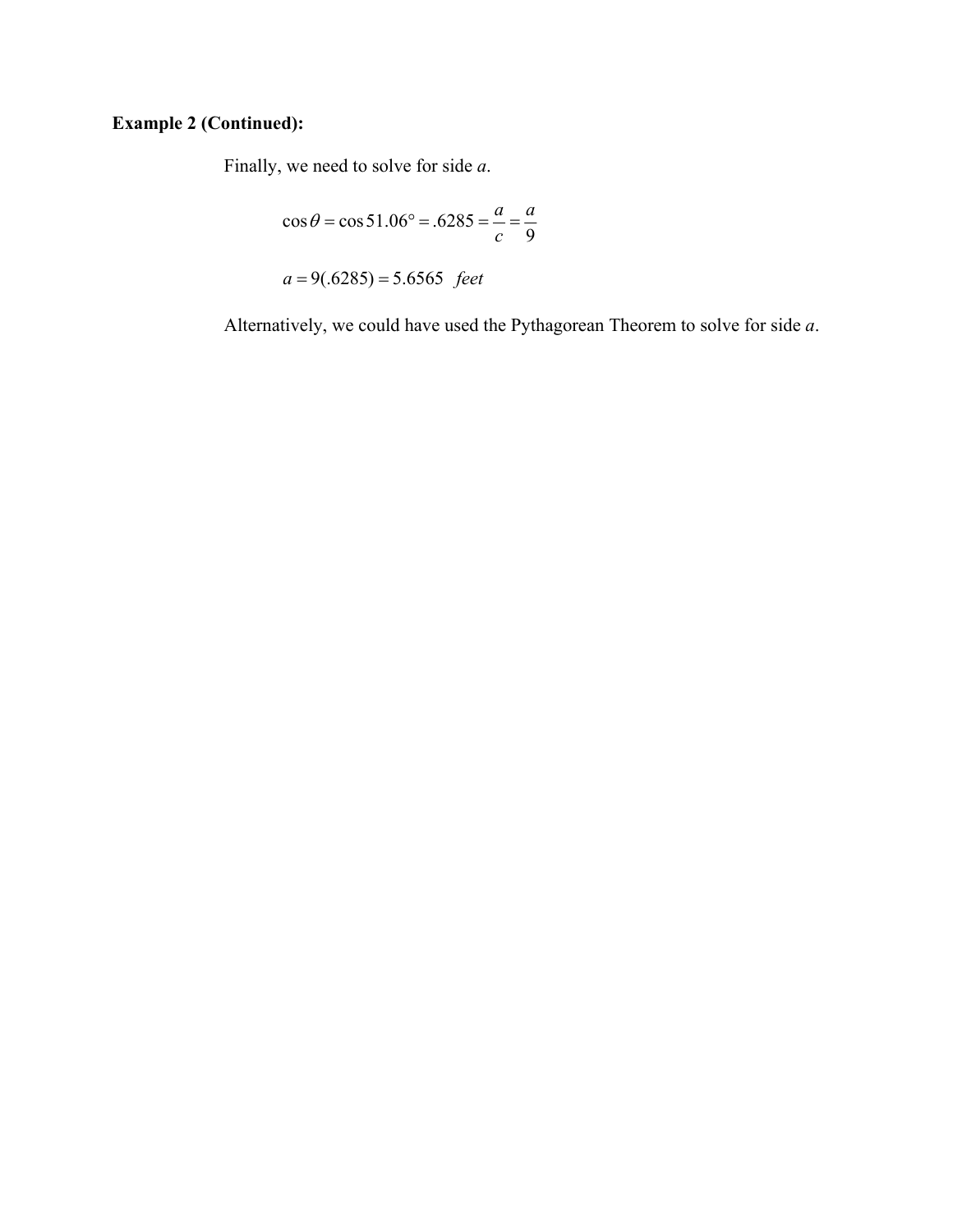**Example 2 (Continued):**

Finally, we need to solve for side *a*.

$$\cos\theta = \cos 51.06° = .6285 = \frac{a}{c} = \frac{a}{9}$$

$$a = 9(.6285) = 5.6565 \quad feet$$

Alternatively, we could have used the Pythagorean Theorem to solve for side *a*.